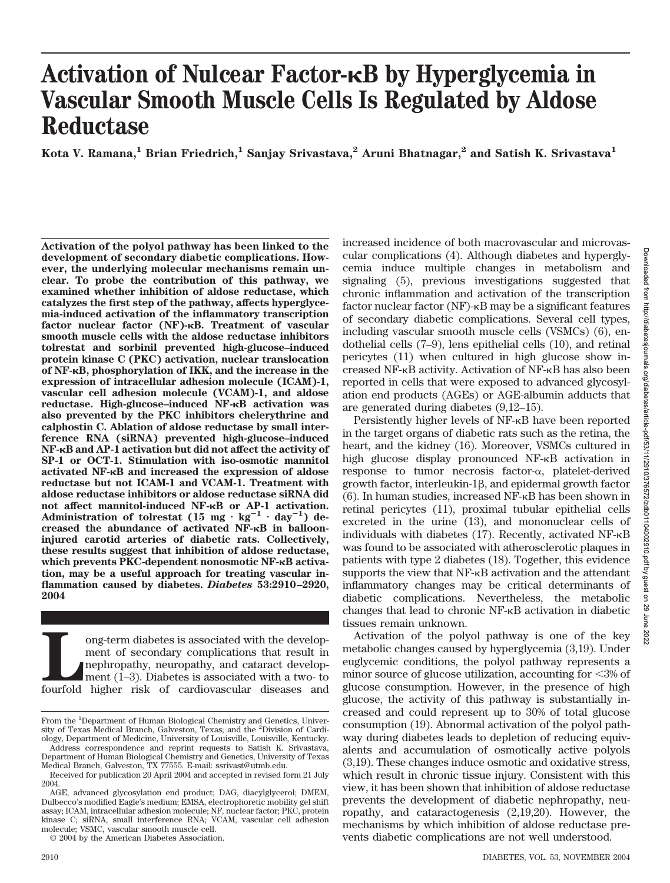# Activation of Nulcear Factor-κB by Hyperglycemia in Vascular Smooth Muscle Cells Is Regulated by Aldose Reductase

**Kota V. Ramana,[1] Brian Friedrich,[1] Sanjay Srivastava,[2] Aruni Bhatnagar,[2] and Satish K. Srivastava[1]**

**Activation of the polyol pathway has been linked to the development of secondary diabetic complications. However, the underlying molecular mechanisms remain unclear. To probe the contribution of this pathway, we examined whether inhibition of aldose reductase, which catalyzes the first step of the pathway, affects hyperglycemia-induced activation of the inflammatory transcription factor nuclear factor (NF)-κB. Treatment of vascular smooth muscle cells with the aldose reductase inhibitors tolrestat and sorbinil prevented high-glucose–induced protein kinase C (PKC) activation, nuclear translocation of NF-κB, phosphorylation of IKK, and the increase in the expression of intracellular adhesion molecule (ICAM)-1, vascular cell adhesion molecule (VCAM)-1, and aldose reductase. High-glucose–induced NF-κB activation was also prevented by the PKC inhibitors chelerythrine and calphostin C. Ablation of aldose reductase by small interference RNA (siRNA) prevented high-glucose–induced NF-κB and AP-1 activation but did not affect the activity of SP-1 or OCT-1. Stimulation with iso-osmotic mannitol activated NF-κB and increased the expression of aldose reductase but not ICAM-1 and VCAM-1. Treatment with aldose reductase inhibitors or aldose reductase siRNA did not affect mannitol-induced NF-κB or AP-1 activation. Administration of tolrestat ($15\ mg \cdot kg^{-1} \cdot day^{-1}$) decreased the abundance of activated NF-κB in balloon-injured carotid arteries of diabetic rats. Collectively, these results suggest that inhibition of aldose reductase, which prevents PKC-dependent nonosmotic NF-κB activation, may be a useful approach for treating vascular inflammation caused by diabetes. *Diabetes* 53:2910–2920, 2004**

Long-term diabetes is associated with the development of secondary complications that result in nephropathy, neuropathy, and cataract development (1–3). Diabetes is associated with a two- to fourfold higher risk of cardiovascular diseases and increased incidence of both macrovascular and microvascular complications (4). Although diabetes and hyperglycemia induce multiple changes in metabolism and signaling (5), previous investigations suggested that chronic inflammation and activation of the transcription factor nuclear factor (NF)-κB may be a significant features of secondary diabetic complications. Several cell types, including vascular smooth muscle cells (VSMCs) (6), endothelial cells (7–9), lens epithelial cells (10), and retinal pericytes (11) when cultured in high glucose show increased NF-κB activity. Activation of NF-κB has also been reported in cells that were exposed to advanced glycosylation end products (AGEs) or AGE-albumin adducts that are generated during diabetes (9,12–15).

Persistently higher levels of NF-κB have been reported in the target organs of diabetic rats such as the retina, the heart, and the kidney (16). Moreover, VSMCs cultured in high glucose display pronounced NF-κB activation in response to tumor necrosis factor-α, platelet-derived growth factor, interleukin-1β, and epidermal growth factor (6). In human studies, increased NF-κB has been shown in retinal pericytes (11), proximal tubular epithelial cells excreted in the urine (13), and mononuclear cells of individuals with diabetes (17). Recently, activated NF-κB was found to be associated with atherosclerotic plaques in patients with type 2 diabetes (18). Together, this evidence supports the view that NF-κB activation and the attendant inflammatory changes may be critical determinants of diabetic complications. Nevertheless, the metabolic changes that lead to chronic NF-κB activation in diabetic tissues remain unknown.

Activation of the polyol pathway is one of the key metabolic changes caused by hyperglycemia (3,19). Under euglycemic conditions, the polyol pathway represents a minor source of glucose utilization, accounting for <3% of glucose consumption. However, in the presence of high glucose, the activity of this pathway is substantially increased and could represent up to 30% of total glucose consumption (19). Abnormal activation of the polyol pathway during diabetes leads to depletion of reducing equivalents and accumulation of osmotically active polyols (3,19). These changes induce osmotic and oxidative stress, which result in chronic tissue injury. Consistent with this view, it has been shown that inhibition of aldose reductase prevents the development of diabetic nephropathy, neuropathy, and cataractogenesis (2,19,20). However, the mechanisms by which inhibition of aldose reductase prevents diabetic complications are not well understood.

From the [1]Department of Human Biological Chemistry and Genetics, University of Texas Medical Branch, Galveston, Texas; and the [2]Division of Cardiology, Department of Medicine, University of Louisville, Louisville, Kentucky.

Address correspondence and reprint requests to Satish K. Srivastava, Department of Human Biological Chemistry and Genetics, University of Texas Medical Branch, Galveston, TX 77555. E-mail: ssrivast@utmb.edu.

Received for publication 20 April 2004 and accepted in revised form 21 July 2004.

AGE, advanced glycosylation end product; DAG, diacylglycerol; DMEM, Dulbecco's modified Eagle's medium; EMSA, electrophoretic mobility gel shift assay; ICAM, intracellular adhesion molecule; NF, nuclear factor; PKC, protein kinase C; siRNA, small interference RNA; VCAM, vascular cell adhesion molecule; VSMC, vascular smooth muscle cell.

© 2004 by the American Diabetes Association.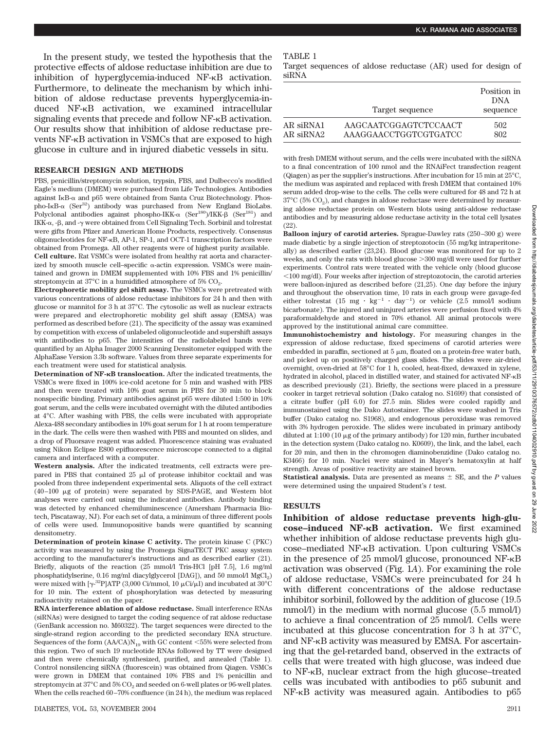In the present study, we tested the hypothesis that the protective effects of aldose reductase inhibition are due to inhibition of hyperglycemia-induced NF-κB activation. Furthermore, to delineate the mechanism by which inhibition of aldose reductase prevents hyperglycemia-induced NF-κB activation, we examined intracellular signaling events that precede and follow NF-κB activation. Our results show that inhibition of aldose reductase prevents NF-κB activation in VSMCs that are exposed to high glucose in culture and in injured diabetic vessels in situ.

## RESEARCH DESIGN AND METHODS

PBS, penicillin/streptomycin solution, trypsin, FBS, and Dulbecco's modified Eagle's medium (DMEM) were purchased from Life Technologies. Antibodies against IκB-α and p65 were obtained from Santa Cruz Biotechnology. Phospho-IκB-α (Ser[32]) antibody was purchased from New England BioLabs. Polyclonal antibodies against phospho-IKK-α (Ser[180])/IKK-β (Ser[181]) and IKK-α, -β, and -γ were obtained from Cell Signaling Tech. Sorbinil and tolrestat were gifts from Pfizer and American Home Products, respectively. Consensus oligonucleotides for NF-κB, AP-1, SP-1, and OCT-1 transcription factors were obtained from Promega. All other reagents were of highest purity available.

**Cell culture.** Rat VSMCs were isolated from healthy rat aorta and characterized by smooth muscle cell–specific α-actin expression. VSMCs were maintained and grown in DMEM supplemented with 10% FBS and 1% penicillin/streptomycin at 37°C in a humidified atmosphere of 5% $CO_2$.

**Electrophoretic mobility gel shift assay.** The VSMCs were pretreated with various concentrations of aldose reductase inhibitors for 24 h and then with glucose or mannitol for 3 h at 37°C. The cytosolic as well as nuclear extracts were prepared and electrophoretic mobility gel shift assay (EMSA) was performed as described before (21). The specificity of the assay was examined by competition with excess of unlabeled oligonucleotide and supershift assays with antibodies to p65. The intensities of the radiolabeled bands were quantified by an Alpha Imager 2000 Scanning Densitometer equipped with the AlphaEase Version 3.3b software. Values from three separate experiments for each treatment were used for statistical analysis.

**Determination of NF-κB translocation.** After the indicated treatments, the VSMCs were fixed in 100% ice-cold acetone for 5 min and washed with PBS and then were treated with 10% goat serum in PBS for 30 min to block nonspecific binding. Primary antibodies against p65 were diluted 1:500 in 10% goat serum, and the cells were incubated overnight with the diluted antibodies at 4°C. After washing with PBS, the cells were incubated with appropriate Alexa-488 secondary antibodies in 10% goat serum for 1 h at room temperature in the dark. The cells were then washed with PBS and mounted on slides, and a drop of Fluorsave reagent was added. Fluorescence staining was evaluated using Nikon Eclipse E800 epifluorescence microscope connected to a digital camera and interfaced with a computer.

**Western analysis.** After the indicated treatments, cell extracts were prepared in PBS that contained 25 μl of protease inhibitor cocktail and was pooled from three independent experimental sets. Aliquots of the cell extract (40–100 μg of protein) were separated by SDS-PAGE, and Western blot analyses were carried out using the indicated antibodies. Antibody binding was detected by enhanced chemiluminescence (Amersham Pharmacia Biotech, Piscataway, NJ). For each set of data, a minimum of three different pools of cells were used. Immunopositive bands were quantified by scanning densitometry.

**Determination of protein kinase C activity.** The protein kinase C (PKC) activity was measured by using the Promega SignaTECT PKC assay system according to the manufacturer's instructions and as described earlier (21). Briefly, aliquots of the reaction (25 mmol/l Tris-HCl [pH 7.5], 1.6 mg/ml phosphatidylserine, 0.16 mg/ml diacylglycerol [DAG]), and 50 mmol/l $MgCl_2$) were mixed with [$\gamma$-$^{32}$P]ATP (3,000 Ci/mmol, 10 μCi/μl) and incubated at 30°C for 10 min. The extent of phosphorylation was detected by measuring radioactivity retained on the paper.

**RNA interference ablation of aldose reductase.** Small interference RNAs (siRNAs) were designed to target the coding sequence of rat aldose reductase (GenBank accession no. M60322). The target sequences were directed to the single-strand region according to the predicted secondary RNA structure. Sequences of the form $(AA/CA)N_{19}$ with GC content <55% were selected from this region. Two of such 19 nucleotide RNAs followed by TT were designed and then were chemically synthesized, purified, and annealed (Table 1). Control nonsilencing siRNA (fluorescein) was obtained from Qiagen. VSMCs were grown in DMEM that contained 10% FBS and 1% penicillin and streptomycin at 37°C and 5% $CO_2$ and seeded on 6-well plates or 96-well plates. When the cells reached 60–70% confluence (in 24 h), the medium was replaced with fresh DMEM without serum, and the cells were incubated with the siRNA to a final concentration of 100 nmol and the RNAiFect transfection reagent (Qiagen) as per the supplier's instructions. After incubation for 15 min at 25°C, the medium was aspirated and replaced with fresh DMEM that contained 10% serum added drop-wise to the cells. The cells were cultured for 48 and 72 h at 37°C (5% $CO_2$), and changes in aldose reductase were determined by measuring aldose reductase protein on Western blots using anti-aldose reductase antibodies and by measuring aldose reductase activity in the total cell lysates (22).

TABLE 1
Target sequences of aldose reductase (AR) used for design of siRNA

| | Target sequence | Position in DNA sequence |
|---|---|---|
| AR siRNA1 | AAGCAATCGGAGTCTCCAACT | 502 |
| AR siRNA2 | AAAGGAACCTGGTCGTGATCC | 802 |

**Balloon injury of carotid arteries.** Sprague-Dawley rats (250–300 g) were made diabetic by a single injection of streptozotocin (55 mg/kg intraperitoneally) as described earlier (23,24). Blood glucose was monitored for up to 2 weeks, and only the rats with blood glucose >300 mg/dl were used for further experiments. Control rats were treated with the vehicle only (blood glucose <100 mg/dl). Four weeks after injection of streptozotocin, the carotid arteries were balloon-injured as described before (21,25). One day before the injury and throughout the observation time, 10 rats in each group were gavage-fed either tolrestat (15 mg · kg$^{-1}$ · day$^{-1}$) or vehicle (2.5 mmol/l sodium bicarbonate). The injured and uninjured arteries were perfusion fixed with 4% paraformaldehyde and stored in 70% ethanol. All animal protocols were approved by the institutional animal care committee.

**Immunohistochemistry and histology.** For measuring changes in the expression of aldose reductase, fixed specimens of carotid arteries were embedded in paraffin, sectioned at 5 μm, floated on a protein-free water bath, and picked up on positively charged glass slides. The slides were air-dried overnight, oven-dried at 58°C for 1 h, cooled, heat-fixed, dewaxed in xylene, hydrated in alcohol, placed in distilled water, and stained for activated NF-κB as described previously (21). Briefly, the sections were placed in a pressure cooker in target retrieval solution (Dako catalog no. S1699) that consisted of a citrate buffer (pH 6.0) for 27.5 min. Slides were cooled rapidly and immunostained using the Dako Autostainer. The slides were washed in Tris buffer (Dako catalog no. S1968), and endogenous peroxidase was removed with 3% hydrogen peroxide. The slides were incubated in primary antibody diluted at 1:100 (10 μg of the primary antibody) for 120 min, further incubated in the detection system (Dako catalog no. K0609), the link, and the label, each for 20 min, and then in the chromogen diaminobenzidine (Dako catalog no. K3466) for 10 min. Nuclei were stained in Mayer's hematoxylin at half strength. Areas of positive reactivity are stained brown.

**Statistical analysis.** Data are presented as means ± SE, and the *P* values were determined using the unpaired Student's *t* test.

## RESULTS

**Inhibition of aldose reductase prevents high-glucose–induced NF-κB activation.** We first examined whether inhibition of aldose reductase prevents high glucose–mediated NF-κB activation. Upon culturing VSMCs in the presence of 25 mmol/l glucose, pronounced NF-κB activation was observed (Fig. 1*A*). For examining the role of aldose reductase, VSMCs were preincubated for 24 h with different concentrations of the aldose reductase inhibitor sorbinil, followed by the addition of glucose (19.5 mmol/l) in the medium with normal glucose (5.5 mmol/l) to achieve a final concentration of 25 mmol/l. Cells were incubated at this glucose concentration for 3 h at 37°C, and NF-κB activity was measured by EMSA. For ascertaining that the gel-retarded band, observed in the extracts of cells that were treated with high glucose, was indeed due to NF-κB, nuclear extract from the high glucose–treated cells was incubated with antibodies to p65 subunit and NF-κB activity was measured again. Antibodies to p65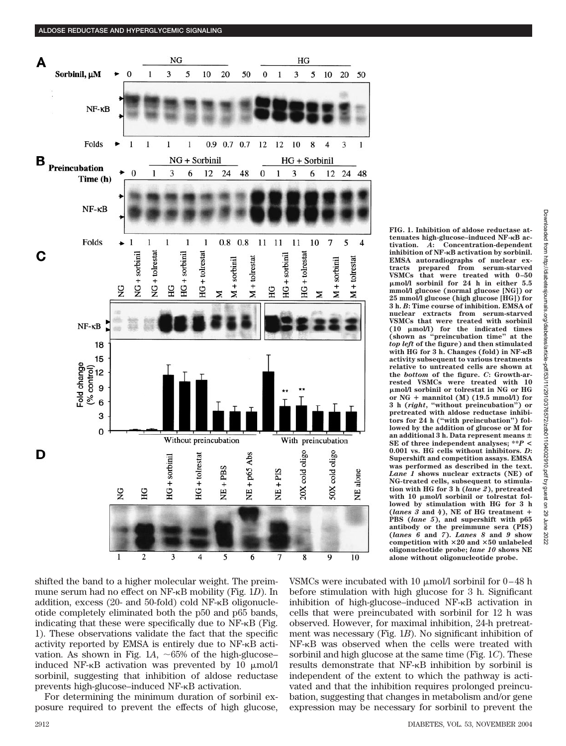FIG. 1. Inhibition of aldose reductase attenuates high-glucose–induced NF-κB activation. *A*: Concentration-dependent inhibition of NF-κB activation by sorbinil. EMSA autoradiographs of nuclear extracts prepared from serum-starved VSMCs that were treated with 0–50 μmol/l sorbinil for 24 h in either 5.5 mmol/l glucose (normal glucose [NG]) or 25 mmol/l glucose (high glucose [HG]) for 3 h. *B*: Time course of inhibition. EMSA of nuclear extracts from serum-starved VSMCs that were treated with sorbinil (10 μmol/l) for the indicated times (shown as "preincubation time" at the *top left* of the figure) and then stimulated with HG for 3 h. Changes (fold) in NF-κB activity subsequent to various treatments relative to untreated cells are shown at the *bottom* of the figure. *C*: Growth-arrested VSMCs were treated with 10 μmol/l sorbinil or tolrestat in NG or HG or NG + mannitol (M) (19.5 mmol/l) for 3 h (*right*, "without preincubation") or pretreated with aldose reductase inhibitors for 24 h ("with preincubation") followed by the addition of glucose or M for an additional 3 h. Data represent means ± SE of three independent analyses; $^{**}P < 0.001$ vs. HG cells without inhibitors. *D*: Supershift and competition assays. EMSA was performed as described in the text. *Lane 1* shows nuclear extracts (NE) of NG-treated cells, subsequent to stimulation with HG for 3 h (*lane 2*), pretreated with 10 μmol/l sorbinil or tolrestat followed by stimulation with HG for 3 h (*lanes 3* and *4*), NE of HG treatment + PBS (*lane 5*), and supershift with p65 antibody or the preimmune sera (PIS) (*lanes 6* and *7*). *Lanes 8* and *9* show competition with ×20 and ×50 unlabeled oligonucleotide probe; *lane 10* shows NE alone without oligonucleotide probe.

shifted the band to a higher molecular weight. The preimmune serum had no effect on NF-κB mobility (Fig. 1*D*). In addition, excess (20- and 50-fold) cold NF-κB oligonucleotide completely eliminated both the p50 and p65 bands, indicating that these were specifically due to NF-κB (Fig. 1). These observations validate the fact that the specific activity reported by EMSA is entirely due to NF-κB activation. As shown in Fig. 1*A*, ~65% of the high-glucose–induced NF-κB activation was prevented by 10 μmol/l sorbinil, suggesting that inhibition of aldose reductase prevents high-glucose–induced NF-κB activation.

For determining the minimum duration of sorbinil exposure required to prevent the effects of high glucose, VSMCs were incubated with 10 μmol/l sorbinil for 0–48 h before stimulation with high glucose for 3 h. Significant inhibition of high-glucose–induced NF-κB activation in cells that were preincubated with sorbinil for 12 h was observed. However, for maximal inhibition, 24-h pretreatment was necessary (Fig. 1*B*). No significant inhibition of NF-κB was observed when the cells were treated with sorbinil and high glucose at the same time (Fig. 1*C*). These results demonstrate that NF-κB inhibition by sorbinil is independent of the extent to which the pathway is activated and that the inhibition requires prolonged preincubation, suggesting that changes in metabolism and/or gene expression may be necessary for sorbinil to prevent the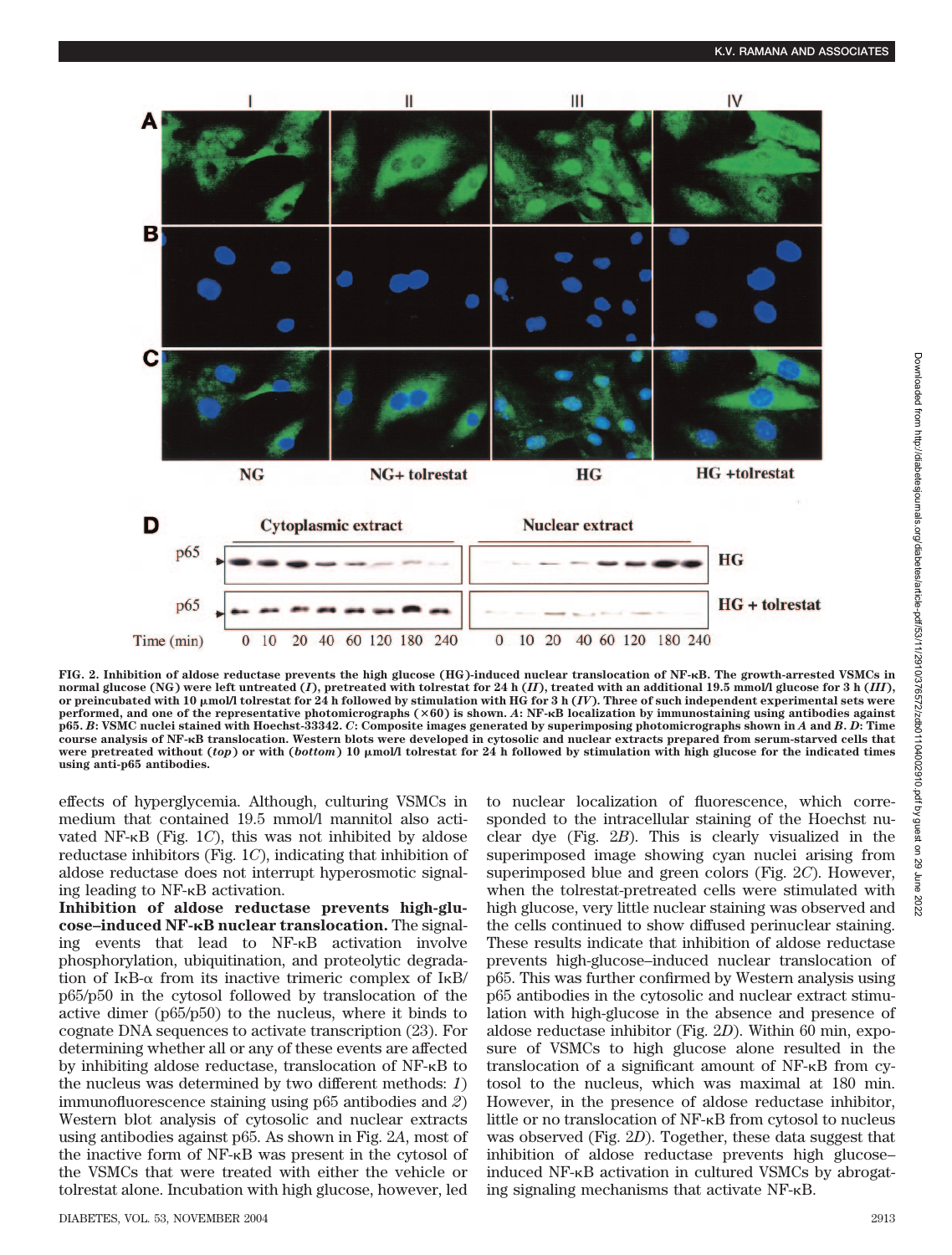**FIG. 2. Inhibition of aldose reductase prevents the high glucose (HG)-induced nuclear translocation of NF-κB. The growth-arrested VSMCs in normal glucose (NG) were left untreated (*I*), pretreated with tolrestat for 24 h (*II*), treated with an additional 19.5 mmol/l glucose for 3 h (*III*), or preincubated with 10 μmol/l tolrestat for 24 h followed by stimulation with HG for 3 h (*IV*). Three of such independent experimental sets were performed, and one of the representative photomicrographs (×60) is shown. *A*: NF-κB localization by immunostaining using antibodies against p65. *B*: VSMC nuclei stained with Hoechst-33342. *C*: Composite images generated by superimposing photomicrographs shown in *A* and *B*. *D*: Time course analysis of NF-κB translocation. Western blots were developed in cytosolic and nuclear extracts prepared from serum-starved cells that were pretreated without (*top*) or with (*bottom*) 10 μmol/l tolrestat for 24 h followed by stimulation with high glucose for the indicated times using anti-p65 antibodies.**

effects of hyperglycemia. Although, culturing VSMCs in medium that contained 19.5 mmol/l mannitol also activated NF-κB (Fig. 1*C*), this was not inhibited by aldose reductase inhibitors (Fig. 1*C*), indicating that inhibition of aldose reductase does not interrupt hyperosmotic signaling leading to NF-κB activation.

**Inhibition of aldose reductase prevents high-glucose–induced NF-κB nuclear translocation.** The signaling events that lead to NF-κB activation involve phosphorylation, ubiquitination, and proteolytic degradation of IκB-α from its inactive trimeric complex of IκB/p65/p50 in the cytosol followed by translocation of the active dimer (p65/p50) to the nucleus, where it binds to cognate DNA sequences to activate transcription (23). For determining whether all or any of these events are affected by inhibiting aldose reductase, translocation of NF-κB to the nucleus was determined by two different methods: *1*) immunofluorescence staining using p65 antibodies and *2*) Western blot analysis of cytosolic and nuclear extracts using antibodies against p65. As shown in Fig. 2*A*, most of the inactive form of NF-κB was present in the cytosol of the VSMCs that were treated with either the vehicle or tolrestat alone. Incubation with high glucose, however, led to nuclear localization of fluorescence, which corresponded to the intracellular staining of the Hoechst nuclear dye (Fig. 2*B*). This is clearly visualized in the superimposed image showing cyan nuclei arising from superimposed blue and green colors (Fig. 2*C*). However, when the tolrestat-pretreated cells were stimulated with high glucose, very little nuclear staining was observed and the cells continued to show diffused perinuclear staining. These results indicate that inhibition of aldose reductase prevents high-glucose–induced nuclear translocation of p65. This was further confirmed by Western analysis using p65 antibodies in the cytosolic and nuclear extract stimulation with high-glucose in the absence and presence of aldose reductase inhibitor (Fig. 2*D*). Within 60 min, exposure of VSMCs to high glucose alone resulted in the translocation of a significant amount of NF-κB from cytosol to the nucleus, which was maximal at 180 min. However, in the presence of aldose reductase inhibitor, little or no translocation of NF-κB from cytosol to nucleus was observed (Fig. 2*D*). Together, these data suggest that inhibition of aldose reductase prevents high glucose–induced NF-κB activation in cultured VSMCs by abrogating signaling mechanisms that activate NF-κB.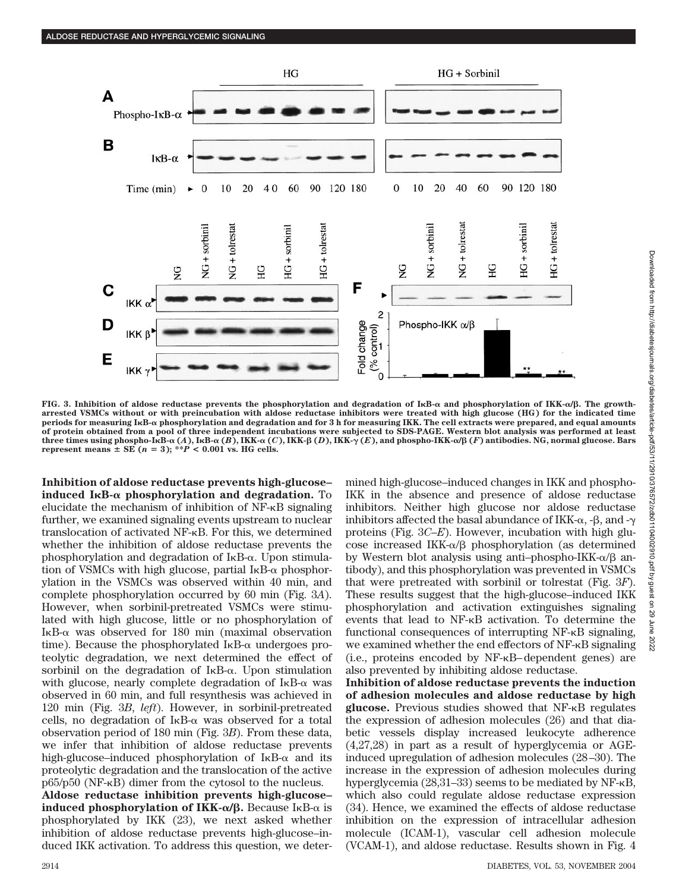FIG. 3. Inhibition of aldose reductase prevents the phosphorylation and degradation of IκB-α and phosphorylation of IKK-α/β. The growth-arrested VSMCs without or with preincubation with aldose reductase inhibitors were treated with high glucose (HG) for the indicated time periods for measuring IκB-α phosphorylation and degradation and for 3 h for measuring IKK. The cell extracts were prepared, and equal amounts of protein obtained from a pool of three independent incubations were subjected to SDS-PAGE. Western blot analysis was performed at least three times using phospho-IκB-α (*A*), IκB-α (*B*), IKK-α (*C*), IKK-β (*D*), IKK-γ (*E*), and phospho-IKK-α/β (*F*) antibodies. NG, normal glucose. Bars represent means ± SE ($n = 3$); $^{**}P < 0.001$ vs. HG cells.

**Inhibition of aldose reductase prevents high-glucose–induced IκB-α phosphorylation and degradation.** To elucidate the mechanism of inhibition of NF-κB signaling further, we examined signaling events upstream to nuclear translocation of activated NF-κB. For this, we determined whether the inhibition of aldose reductase prevents the phosphorylation and degradation of IκB-α. Upon stimulation of VSMCs with high glucose, partial IκB-α phosphorylation in the VSMCs was observed within 40 min, and complete phosphorylation occurred by 60 min (Fig. 3*A*). However, when sorbinil-pretreated VSMCs were stimulated with high glucose, little or no phosphorylation of IκB-α was observed for 180 min (maximal observation time). Because the phosphorylated IκB-α undergoes proteolytic degradation, we next determined the effect of sorbinil on the degradation of IκB-α. Upon stimulation with glucose, nearly complete degradation of IκB-α was observed in 60 min, and full resynthesis was achieved in 120 min (Fig. 3*B*, *left*). However, in sorbinil-pretreated cells, no degradation of IκB-α was observed for a total observation period of 180 min (Fig. 3*B*). From these data, we infer that inhibition of aldose reductase prevents high-glucose–induced phosphorylation of IκB-α and its proteolytic degradation and the translocation of the active p65/p50 (NF-κB) dimer from the cytosol to the nucleus.

**Aldose reductase inhibition prevents high-glucose–induced phosphorylation of IKK-α/β.** Because IκB-α is phosphorylated by IKK (23), we next asked whether inhibition of aldose reductase prevents high-glucose–induced IKK activation. To address this question, we determined high-glucose–induced changes in IKK and phospho-IKK in the absence and presence of aldose reductase inhibitors. Neither high glucose nor aldose reductase inhibitors affected the basal abundance of IKK-α, -β, and -γ proteins (Fig. 3*C–E*). However, incubation with high glucose increased IKK-α/β phosphorylation (as determined by Western blot analysis using anti–phospho-IKK-α/β antibody), and this phosphorylation was prevented in VSMCs that were pretreated with sorbinil or tolrestat (Fig. 3*F*). These results suggest that the high-glucose–induced IKK phosphorylation and activation extinguishes signaling events that lead to NF-κB activation. To determine the functional consequences of interrupting NF-κB signaling, we examined whether the end effectors of NF-κB signaling (i.e., proteins encoded by NF-κB–dependent genes) are also prevented by inhibiting aldose reductase.

**Inhibition of aldose reductase prevents the induction of adhesion molecules and aldose reductase by high glucose.** Previous studies showed that NF-κB regulates the expression of adhesion molecules (26) and that diabetic vessels display increased leukocyte adherence (4,27,28) in part as a result of hyperglycemia or AGE-induced upregulation of adhesion molecules (28–30). The increase in the expression of adhesion molecules during hyperglycemia (28,31–33) seems to be mediated by NF-κB, which also could regulate aldose reductase expression (34). Hence, we examined the effects of aldose reductase inhibition on the expression of intracellular adhesion molecule (ICAM-1), vascular cell adhesion molecule (VCAM-1), and aldose reductase. Results shown in Fig. 4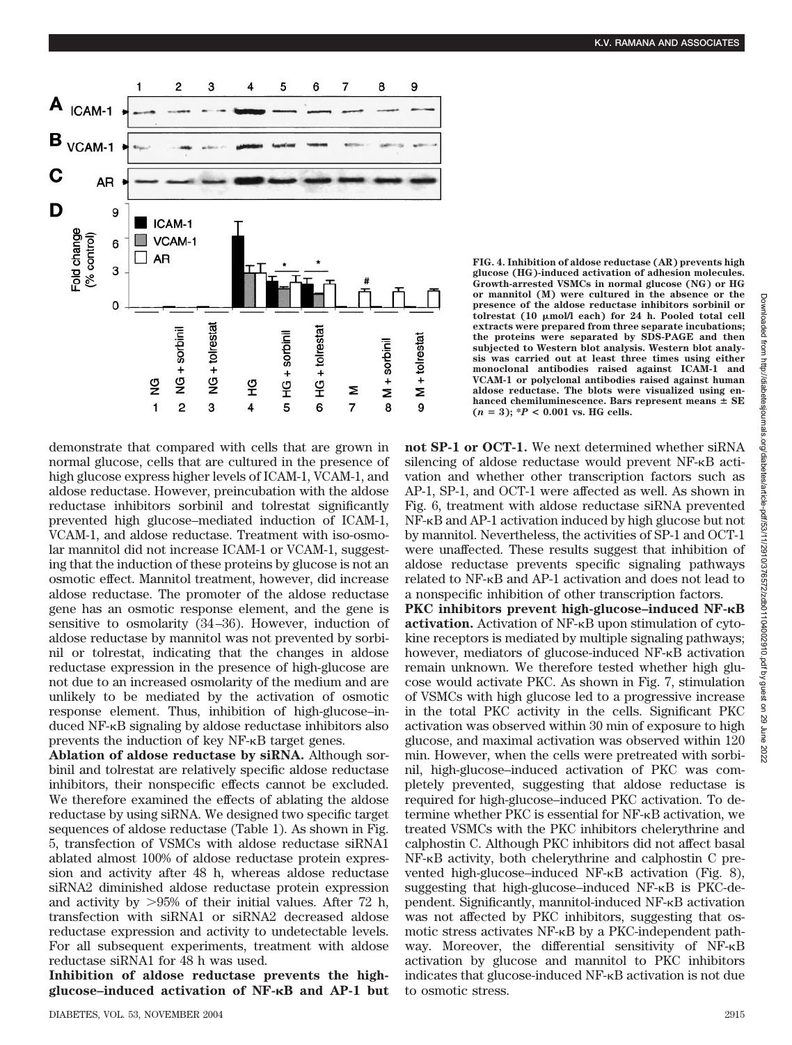FIG. 4. Inhibition of aldose reductase (AR) prevents high glucose (HG)-induced activation of adhesion molecules. Growth-arrested VSMCs in normal glucose (NG) or HG or mannitol (M) were cultured in the absence or the presence of the aldose reductase inhibitors sorbinil or tolrestat (10 μmol/l each) for 24 h. Pooled total cell extracts were prepared from three separate incubations; the proteins were separated by SDS-PAGE and then subjected to Western blot analysis. Western blot analysis was carried out at least three times using either monoclonal antibodies raised against ICAM-1 and VCAM-1 or polyclonal antibodies raised against human aldose reductase. The blots were visualized using enhanced chemiluminescence. Bars represent means ± SE ($n = 3$); *$P < 0.001$ vs. HG cells.

demonstrate that compared with cells that are grown in normal glucose, cells that are cultured in the presence of high glucose express higher levels of ICAM-1, VCAM-1, and aldose reductase. However, preincubation with the aldose reductase inhibitors sorbinil and tolrestat significantly prevented high glucose–mediated induction of ICAM-1, VCAM-1, and aldose reductase. Treatment with iso-osmolar mannitol did not increase ICAM-1 or VCAM-1, suggesting that the induction of these proteins by glucose is not an osmotic effect. Mannitol treatment, however, did increase aldose reductase. The promoter of the aldose reductase gene has an osmotic response element, and the gene is sensitive to osmolarity (34–36). However, induction of aldose reductase by mannitol was not prevented by sorbinil or tolrestat, indicating that the changes in aldose reductase expression in the presence of high-glucose are not due to an increased osmolarity of the medium and are unlikely to be mediated by the activation of osmotic response element. Thus, inhibition of high-glucose–induced NF-κB signaling by aldose reductase inhibitors also prevents the induction of key NF-κB target genes.

**Ablation of aldose reductase by siRNA.** Although sorbinil and tolrestat are relatively specific aldose reductase inhibitors, their nonspecific effects cannot be excluded. We therefore examined the effects of ablating the aldose reductase by using siRNA. We designed two specific target sequences of aldose reductase (Table 1). As shown in Fig. 5, transfection of VSMCs with aldose reductase siRNA1 ablated almost 100% of aldose reductase protein expression and activity after 48 h, whereas aldose reductase siRNA2 diminished aldose reductase protein expression and activity by >95% of their initial values. After 72 h, transfection with siRNA1 or siRNA2 decreased aldose reductase expression and activity to undetectable levels. For all subsequent experiments, treatment with aldose reductase siRNA1 for 48 h was used.

**Inhibition of aldose reductase prevents the high-glucose–induced activation of NF-κB and AP-1 but not SP-1 or OCT-1.** We next determined whether siRNA silencing of aldose reductase would prevent NF-κB activation and whether other transcription factors such as AP-1, SP-1, and OCT-1 were affected as well. As shown in Fig. 6, treatment with aldose reductase siRNA prevented NF-κB and AP-1 activation induced by high glucose but not by mannitol. Nevertheless, the activities of SP-1 and OCT-1 were unaffected. These results suggest that inhibition of aldose reductase prevents specific signaling pathways related to NF-κB and AP-1 activation and does not lead to a nonspecific inhibition of other transcription factors.

**PKC inhibitors prevent high-glucose–induced NF-κB activation.** Activation of NF-κB upon stimulation of cytokine receptors is mediated by multiple signaling pathways; however, mediators of glucose-induced NF-κB activation remain unknown. We therefore tested whether high glucose would activate PKC. As shown in Fig. 7, stimulation of VSMCs with high glucose led to a progressive increase in the total PKC activity in the cells. Significant PKC activation was observed within 30 min of exposure to high glucose, and maximal activation was observed within 120 min. However, when the cells were pretreated with sorbinil, high-glucose–induced activation of PKC was completely prevented, suggesting that aldose reductase is required for high-glucose–induced PKC activation. To determine whether PKC is essential for NF-κB activation, we treated VSMCs with the PKC inhibitors chelerythrine and calphostin C. Although PKC inhibitors did not affect basal NF-κB activity, both chelerythrine and calphostin C prevented high-glucose–induced NF-κB activation (Fig. 8), suggesting that high-glucose–induced NF-κB is PKC-dependent. Significantly, mannitol-induced NF-κB activation was not affected by PKC inhibitors, suggesting that osmotic stress activates NF-κB by a PKC-independent pathway. Moreover, the differential sensitivity of NF-κB activation by glucose and mannitol to PKC inhibitors indicates that glucose-induced NF-κB activation is not due to osmotic stress.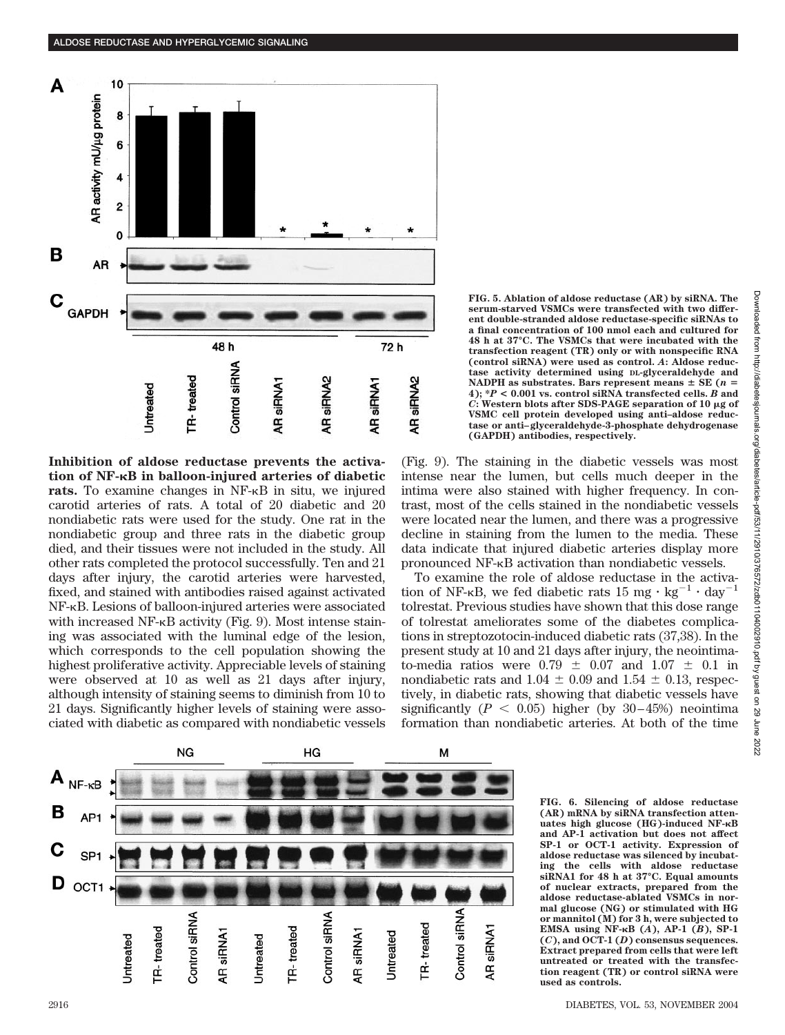FIG. 5. Ablation of aldose reductase (AR) by siRNA. The serum-starved VSMCs were transfected with two different double-stranded aldose reductase-specific siRNAs to a final concentration of 100 nmol each and cultured for 48 h at 37°C. The VSMCs that were incubated with the transfection reagent (TR) only or with nonspecific RNA (control siRNA) were used as control. *A*: Aldose reductase activity determined using DL-glyceraldehyde and NADPH as substrates. Bars represent means ± SE ($n = 4$); *$P < 0.001$ vs. control siRNA transfected cells. *B* and *C*: Western blots after SDS-PAGE separation of 10 μg of VSMC cell protein developed using anti–aldose reductase or anti–glyceraldehyde-3-phosphate dehydrogenase (GAPDH) antibodies, respectively.

**Inhibition of aldose reductase prevents the activation of NF-κB in balloon-injured arteries of diabetic rats.** To examine changes in NF-κB in situ, we injured carotid arteries of rats. A total of 20 diabetic and 20 nondiabetic rats were used for the study. One rat in the nondiabetic group and three rats in the diabetic group died, and their tissues were not included in the study. All other rats completed the protocol successfully. Ten and 21 days after injury, the carotid arteries were harvested, fixed, and stained with antibodies raised against activated NF-κB. Lesions of balloon-injured arteries were associated with increased NF-κB activity (Fig. 9). Most intense staining was associated with the luminal edge of the lesion, which corresponds to the cell population showing the highest proliferative activity. Appreciable levels of staining were observed at 10 as well as 21 days after injury, although intensity of staining seems to diminish from 10 to 21 days. Significantly higher levels of staining were associated with diabetic as compared with nondiabetic vessels (Fig. 9). The staining in the diabetic vessels was most intense near the lumen, but cells much deeper in the intima were also stained with higher frequency. In contrast, most of the cells stained in the nondiabetic vessels were located near the lumen, and there was a progressive decline in staining from the lumen to the media. These data indicate that injured diabetic arteries display more pronounced NF-κB activation than nondiabetic vessels.

To examine the role of aldose reductase in the activation of NF-κB, we fed diabetic rats 15 $mg \cdot kg^{-1} \cdot day^{-1}$ tolrestat. Previous studies have shown that this dose range of tolrestat ameliorates some of the diabetes complications in streptozotocin-induced diabetic rats (37,38). In the present study at 10 and 21 days after injury, the neointima-to-media ratios were 0.79 ± 0.07 and 1.07 ± 0.1 in nondiabetic rats and 1.04 ± 0.09 and 1.54 ± 0.13, respectively, in diabetic rats, showing that diabetic vessels have significantly ($P < 0.05$) higher (by 30–45%) neointima formation than nondiabetic arteries. At both of the time

FIG. 6. Silencing of aldose reductase (AR) mRNA by siRNA transfection attenuates high glucose (HG)-induced NF-κB and AP-1 activation but does not affect SP-1 or OCT-1 activity. Expression of aldose reductase was silenced by incubating the cells with aldose reductase siRNA1 for 48 h at 37°C. Equal amounts of nuclear extracts, prepared from the aldose reductase-ablated VSMCs in normal glucose (NG) or stimulated with HG or mannitol (M) for 3 h, were subjected to EMSA using NF-κB (*A*), AP-1 (*B*), SP-1 (*C*), and OCT-1 (*D*) consensus sequences. Extract prepared from cells that were left untreated or treated with the transfection reagent (TR) or control siRNA were used as controls.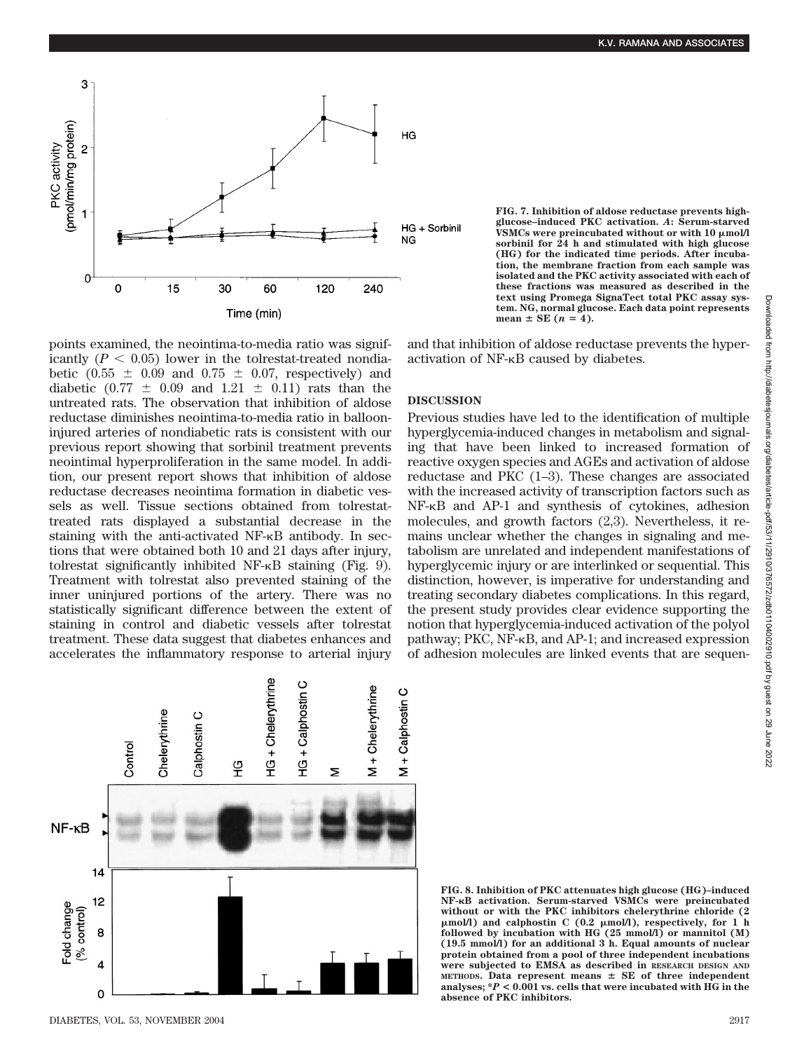points examined, the neointima-to-media ratio was significantly ($P < 0.05$) lower in the tolrestat-treated nondiabetic ($0.55 \pm 0.09$ and $0.75 \pm 0.07$, respectively) and diabetic ($0.77 \pm 0.09$ and $1.21 \pm 0.11$) rats than the untreated rats. The observation that inhibition of aldose reductase diminishes neointima-to-media ratio in balloon-injured arteries of nondiabetic rats is consistent with our previous report showing that sorbinil treatment prevents neointimal hyperproliferation in the same model. In addition, our present report shows that inhibition of aldose reductase decreases neointima formation in diabetic vessels as well. Tissue sections obtained from tolrestat-treated rats displayed a substantial decrease in the staining with the anti-activated NF-κB antibody. In sections that were obtained both 10 and 21 days after injury, tolrestat significantly inhibited NF-κB staining (Fig. 9). Treatment with tolrestat also prevented staining of the inner uninjured portions of the artery. There was no statistically significant difference between the extent of staining in control and diabetic vessels after tolrestat treatment. These data suggest that diabetes enhances and accelerates the inflammatory response to arterial injury and that inhibition of aldose reductase prevents the hyperactivation of NF-κB caused by diabetes.

**FIG. 7. Inhibition of aldose reductase prevents high-glucose–induced PKC activation. *A*: Serum-starved VSMCs were preincubated without or with 10 μmol/l sorbinil for 24 h and stimulated with high glucose (HG) for the indicated time periods. After incubation, the membrane fraction from each sample was isolated and the PKC activity associated with each of these fractions was measured as described in the text using Promega SignaTect total PKC assay system. NG, normal glucose. Each data point represents mean ± SE ($n = 4$).**

## DISCUSSION

Previous studies have led to the identification of multiple hyperglycemia-induced changes in metabolism and signaling that have been linked to increased formation of reactive oxygen species and AGEs and activation of aldose reductase and PKC (1–3). These changes are associated with the increased activity of transcription factors such as NF-κB and AP-1 and synthesis of cytokines, adhesion molecules, and growth factors (2,3). Nevertheless, it remains unclear whether the changes in signaling and metabolism are unrelated and independent manifestations of hyperglycemic injury or are interlinked or sequential. This distinction, however, is imperative for understanding and treating secondary diabetes complications. In this regard, the present study provides clear evidence supporting the notion that hyperglycemia-induced activation of the polyol pathway; PKC, NF-κB, and AP-1; and increased expression of adhesion molecules are linked events that are sequen-

**FIG. 8. Inhibition of PKC attenuates high glucose (HG)–induced NF-κB activation. Serum-starved VSMCs were preincubated without or with the PKC inhibitors chelerythrine chloride (2 μmol/l) and calphostin C (0.2 μmol/l), respectively, for 1 h followed by incubation with HG (25 mmol/l) or mannitol (M) (19.5 mmol/l) for an additional 3 h. Equal amounts of nuclear protein obtained from a pool of three independent incubations were subjected to EMSA as described in RESEARCH DESIGN AND METHODS. Data represent means ± SE of three independent analyses; \*$P < 0.001$ vs. cells that were incubated with HG in the absence of PKC inhibitors.**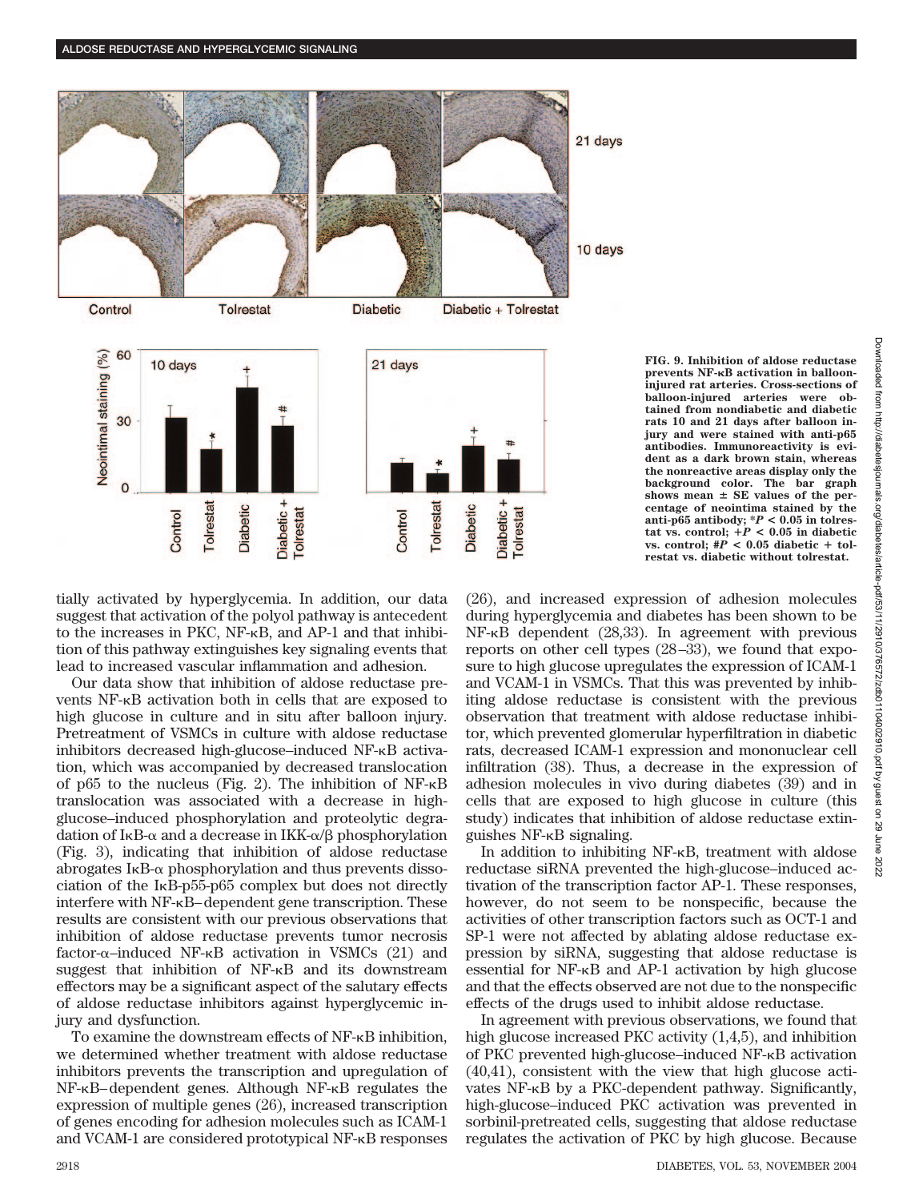FIG. 9. Inhibition of aldose reductase prevents NF-κB activation in balloon-injured rat arteries. Cross-sections of balloon-injured arteries were obtained from nondiabetic and diabetic rats 10 and 21 days after balloon injury and were stained with anti-p65 antibodies. Immunoreactivity is evident as a dark brown stain, whereas the nonreactive areas display only the background color. The bar graph shows mean ± SE values of the percentage of neointima stained by the anti-p65 antibody; \*$P < 0.05$ in tolrestat vs. control; +$P < 0.05$ in diabetic vs. control; #$P < 0.05$ diabetic + tolrestat vs. diabetic without tolrestat.

tially activated by hyperglycemia. In addition, our data suggest that activation of the polyol pathway is antecedent to the increases in PKC, NF-κB, and AP-1 and that inhibition of this pathway extinguishes key signaling events that lead to increased vascular inflammation and adhesion.

Our data show that inhibition of aldose reductase prevents NF-κB activation both in cells that are exposed to high glucose in culture and in situ after balloon injury. Pretreatment of VSMCs in culture with aldose reductase inhibitors decreased high-glucose–induced NF-κB activation, which was accompanied by decreased translocation of p65 to the nucleus (Fig. 2). The inhibition of NF-κB translocation was associated with a decrease in high-glucose–induced phosphorylation and proteolytic degradation of IκB-α and a decrease in IKK-α/β phosphorylation (Fig. 3), indicating that inhibition of aldose reductase abrogates IκB-α phosphorylation and thus prevents dissociation of the IκB-p55-p65 complex but does not directly interfere with NF-κB–dependent gene transcription. These results are consistent with our previous observations that inhibition of aldose reductase prevents tumor necrosis factor-α–induced NF-κB activation in VSMCs (21) and suggest that inhibition of NF-κB and its downstream effectors may be a significant aspect of the salutary effects of aldose reductase inhibitors against hyperglycemic injury and dysfunction.

To examine the downstream effects of NF-κB inhibition, we determined whether treatment with aldose reductase inhibitors prevents the transcription and upregulation of NF-κB–dependent genes. Although NF-κB regulates the expression of multiple genes (26), increased transcription of genes encoding for adhesion molecules such as ICAM-1 and VCAM-1 are considered prototypical NF-κB responses (26), and increased expression of adhesion molecules during hyperglycemia and diabetes has been shown to be NF-κB dependent (28,33). In agreement with previous reports on other cell types (28–33), we found that exposure to high glucose upregulates the expression of ICAM-1 and VCAM-1 in VSMCs. That this was prevented by inhibiting aldose reductase is consistent with the previous observation that treatment with aldose reductase inhibitor, which prevented glomerular hyperfiltration in diabetic rats, decreased ICAM-1 expression and mononuclear cell infiltration (38). Thus, a decrease in the expression of adhesion molecules in vivo during diabetes (39) and in cells that are exposed to high glucose in culture (this study) indicates that inhibition of aldose reductase extinguishes NF-κB signaling.

In addition to inhibiting NF-κB, treatment with aldose reductase siRNA prevented the high-glucose–induced activation of the transcription factor AP-1. These responses, however, do not seem to be nonspecific, because the activities of other transcription factors such as OCT-1 and SP-1 were not affected by ablating aldose reductase expression by siRNA, suggesting that aldose reductase is essential for NF-κB and AP-1 activation by high glucose and that the effects observed are not due to the nonspecific effects of the drugs used to inhibit aldose reductase.

In agreement with previous observations, we found that high glucose increased PKC activity (1,4,5), and inhibition of PKC prevented high-glucose–induced NF-κB activation (40,41), consistent with the view that high glucose activates NF-κB by a PKC-dependent pathway. Significantly, high-glucose–induced PKC activation was prevented in sorbinil-pretreated cells, suggesting that aldose reductase regulates the activation of PKC by high glucose. Because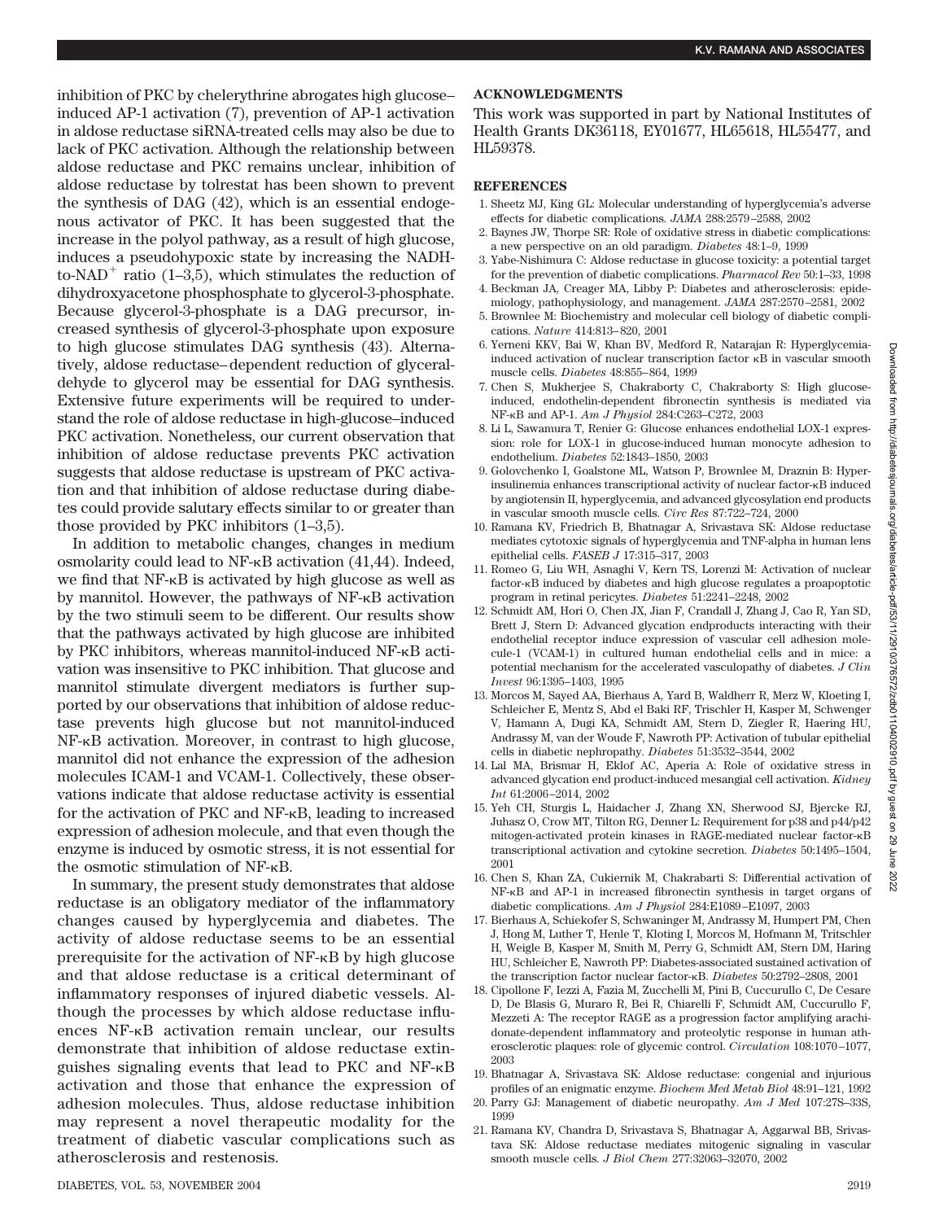inhibition of PKC by chelerythrine abrogates high glucose–induced AP-1 activation (7), prevention of AP-1 activation in aldose reductase siRNA-treated cells may also be due to lack of PKC activation. Although the relationship between aldose reductase and PKC remains unclear, inhibition of aldose reductase by tolrestat has been shown to prevent the synthesis of DAG (42), which is an essential endogenous activator of PKC. It has been suggested that the increase in the polyol pathway, as a result of high glucose, induces a pseudohypoxic state by increasing the NADH-to-$NAD^+$ ratio (1–3,5), which stimulates the reduction of dihydroxyacetone phosphosphate to glycerol-3-phosphate. Because glycerol-3-phosphate is a DAG precursor, increased synthesis of glycerol-3-phosphate upon exposure to high glucose stimulates DAG synthesis (43). Alternatively, aldose reductase–dependent reduction of glyceraldehyde to glycerol may be essential for DAG synthesis. Extensive future experiments will be required to understand the role of aldose reductase in high-glucose–induced PKC activation. Nonetheless, our current observation that inhibition of aldose reductase prevents PKC activation suggests that aldose reductase is upstream of PKC activation and that inhibition of aldose reductase during diabetes could provide salutary effects similar to or greater than those provided by PKC inhibitors (1–3,5).

In addition to metabolic changes, changes in medium osmolarity could lead to NF-κB activation (41,44). Indeed, we find that NF-κB is activated by high glucose as well as by mannitol. However, the pathways of NF-κB activation by the two stimuli seem to be different. Our results show that the pathways activated by high glucose are inhibited by PKC inhibitors, whereas mannitol-induced NF-κB activation was insensitive to PKC inhibition. That glucose and mannitol stimulate divergent mediators is further supported by our observations that inhibition of aldose reductase prevents high glucose but not mannitol-induced NF-κB activation. Moreover, in contrast to high glucose, mannitol did not enhance the expression of the adhesion molecules ICAM-1 and VCAM-1. Collectively, these observations indicate that aldose reductase activity is essential for the activation of PKC and NF-κB, leading to increased expression of adhesion molecule, and that even though the enzyme is induced by osmotic stress, it is not essential for the osmotic stimulation of NF-κB.

In summary, the present study demonstrates that aldose reductase is an obligatory mediator of the inflammatory changes caused by hyperglycemia and diabetes. The activity of aldose reductase seems to be an essential prerequisite for the activation of NF-κB by high glucose and that aldose reductase is a critical determinant of inflammatory responses of injured diabetic vessels. Although the processes by which aldose reductase influences NF-κB activation remain unclear, our results demonstrate that inhibition of aldose reductase extinguishes signaling events that lead to PKC and NF-κB activation and those that enhance the expression of adhesion molecules. Thus, aldose reductase inhibition may represent a novel therapeutic modality for the treatment of diabetic vascular complications such as atherosclerosis and restenosis.

## ACKNOWLEDGMENTS

This work was supported in part by National Institutes of Health Grants DK36118, EY01677, HL65618, HL55477, and HL59378.

## REFERENCES

1. Sheetz MJ, King GL: Molecular understanding of hyperglycemia's adverse effects for diabetic complications. *JAMA* 288:2579–2588, 2002
2. Baynes JW, Thorpe SR: Role of oxidative stress in diabetic complications: a new perspective on an old paradigm. *Diabetes* 48:1–9, 1999
3. Yabe-Nishimura C: Aldose reductase in glucose toxicity: a potential target for the prevention of diabetic complications. *Pharmacol Rev* 50:1–33, 1998
4. Beckman JA, Creager MA, Libby P: Diabetes and atherosclerosis: epidemiology, pathophysiology, and management. *JAMA* 287:2570–2581, 2002
5. Brownlee M: Biochemistry and molecular cell biology of diabetic complications. *Nature* 414:813–820, 2001
6. Yerneni KKV, Bai W, Khan BV, Medford R, Natarajan R: Hyperglycemia-induced activation of nuclear transcription factor κB in vascular smooth muscle cells. *Diabetes* 48:855–864, 1999
7. Chen S, Mukherjee S, Chakraborty C, Chakraborty S: High glucose-induced, endothelin-dependent fibronectin synthesis is mediated via NF-κB and AP-1. *Am J Physiol* 284:C263–C272, 2003
8. Li L, Sawamura T, Renier G: Glucose enhances endothelial LOX-1 expression: role for LOX-1 in glucose-induced human monocyte adhesion to endothelium. *Diabetes* 52:1843–1850, 2003
9. Golovchenko I, Goalstone ML, Watson P, Brownlee M, Draznin B: Hyperinsulinemia enhances transcriptional activity of nuclear factor-κB induced by angiotensin II, hyperglycemia, and advanced glycosylation end products in vascular smooth muscle cells. *Circ Res* 87:722–724, 2000
10. Ramana KV, Friedrich B, Bhatnagar A, Srivastava SK: Aldose reductase mediates cytotoxic signals of hyperglycemia and TNF-alpha in human lens epithelial cells. *FASEB J* 17:315–317, 2003
11. Romeo G, Liu WH, Asnaghi V, Kern TS, Lorenzi M: Activation of nuclear factor-κB induced by diabetes and high glucose regulates a proapoptotic program in retinal pericytes. *Diabetes* 51:2241–2248, 2002
12. Schmidt AM, Hori O, Chen JX, Jian F, Crandall J, Zhang J, Cao R, Yan SD, Brett J, Stern D: Advanced glycation endproducts interacting with their endothelial receptor induce expression of vascular cell adhesion molecule-1 (VCAM-1) in cultured human endothelial cells and in mice: a potential mechanism for the accelerated vasculopathy of diabetes. *J Clin Invest* 96:1395–1403, 1995
13. Morcos M, Sayed AA, Bierhaus A, Yard B, Waldherr R, Merz W, Kloeting I, Schleicher E, Mentz S, Abd el Baki RF, Trischler H, Kasper M, Schwenger V, Hamann A, Dugi KA, Schmidt AM, Stern D, Ziegler R, Haering HU, Andrassy M, van der Woude F, Nawroth PP: Activation of tubular epithelial cells in diabetic nephropathy. *Diabetes* 51:3532–3544, 2002
14. Lal MA, Brismar H, Eklof AC, Aperia A: Role of oxidative stress in advanced glycation end product-induced mesangial cell activation. *Kidney Int* 61:2006–2014, 2002
15. Yeh CH, Sturgis L, Haidacher J, Zhang XN, Sherwood SJ, Bjercke RJ, Juhasz O, Crow MT, Tilton RG, Denner L: Requirement for p38 and p44/p42 mitogen-activated protein kinases in RAGE-mediated nuclear factor-κB transcriptional activation and cytokine secretion. *Diabetes* 50:1495–1504, 2001
16. Chen S, Khan ZA, Cukiernik M, Chakrabarti S: Differential activation of NF-κB and AP-1 in increased fibronectin synthesis in target organs of diabetic complications. *Am J Physiol* 284:E1089–E1097, 2003
17. Bierhaus A, Schiekofer S, Schwaninger M, Andrassy M, Humpert PM, Chen J, Hong M, Luther T, Henle T, Kloting I, Morcos M, Hofmann M, Tritschler H, Weigle B, Kasper M, Smith M, Perry G, Schmidt AM, Stern DM, Haring HU, Schleicher E, Nawroth PP: Diabetes-associated sustained activation of the transcription factor nuclear factor-κB. *Diabetes* 50:2792–2808, 2001
18. Cipollone F, Iezzi A, Fazia M, Zucchelli M, Pini B, Cuccurullo C, De Cesare D, De Blasis G, Muraro R, Bei R, Chiarelli F, Schmidt AM, Cuccurullo F, Mezzeti A: The receptor RAGE as a progression factor amplifying arachidonate-dependent inflammatory and proteolytic response in human atherosclerotic plaques: role of glycemic control. *Circulation* 108:1070–1077, 2003
19. Bhatnagar A, Srivastava SK: Aldose reductase: congenial and injurious profiles of an enigmatic enzyme. *Biochem Med Metab Biol* 48:91–121, 1992
20. Parry GJ: Management of diabetic neuropathy. *Am J Med* 107:27S–33S, 1999
21. Ramana KV, Chandra D, Srivastava S, Bhatnagar A, Aggarwal BB, Srivastava SK: Aldose reductase mediates mitogenic signaling in vascular smooth muscle cells. *J Biol Chem* 277:32063–32070, 2002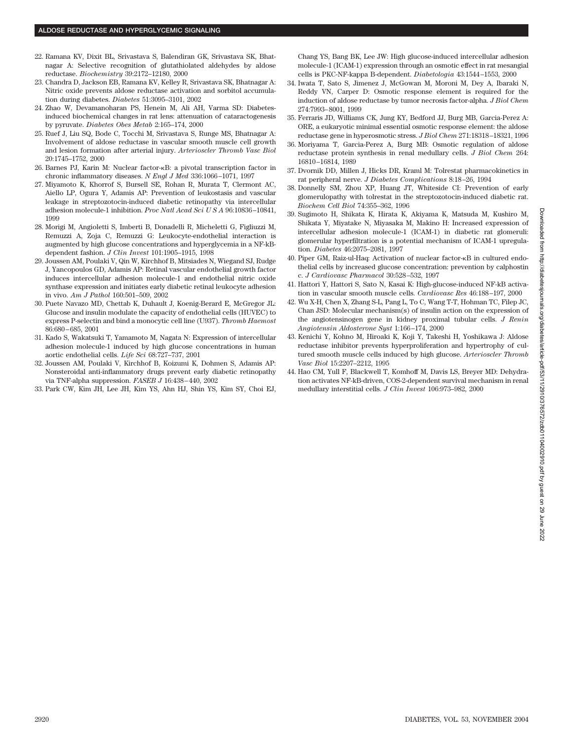22. Ramana KV, Dixit BL, Srivastava S, Balendiran GK, Srivastava SK, Bhatnagar A: Selective recognition of glutathiolated aldehydes by aldose reductase. *Biochemistry* 39:2172–12180, 2000
23. Chandra D, Jackson EB, Ramana KV, Kelley R, Srivastava SK, Bhatnagar A: Nitric oxide prevents aldose reductase activation and sorbitol accumulation during diabetes. *Diabetes* 51:3095–3101, 2002
24. Zhao W, Devamanoharan PS, Henein M, Ali AH, Varma SD: Diabetes-induced biochemical changes in rat lens: attenuation of cataractogenesis by pyruvate. *Diabetes Obes Metab* 2:165–174, 2000
25. Ruef J, Liu SQ, Bode C, Tocchi M, Srivastava S, Runge MS, Bhatnagar A: Involvement of aldose reductase in vascular smooth muscle cell growth and lesion formation after arterial injury. *Arterioscler Thromb Vasc Biol* 20:1745–1752, 2000
26. Barnes PJ, Karin M: Nuclear factor-κB: a pivotal transcription factor in chronic inflammatory diseases. *N Engl J Med* 336:1066–1071, 1997
27. Miyamoto K, Khorrof S, Bursell SE, Rohan R, Murata T, Clermont AC, Aiello LP, Ogura Y, Adamis AP: Prevention of leukostasis and vascular leakage in streptozotocin-induced diabetic retinopathy via intercellular adhesion molecule-1 inhibition. *Proc Natl Acad Sci U S A* 96:10836–10841, 1999
28. Morigi M, Angioletti S, Imberti B, Donadelli R, Micheletti G, Figliuzzi M, Remuzzi A, Zoja C, Remuzzi G: Leukocyte-endothelial interaction is augmented by high glucose concentrations and hyperglycemia in a NF-kB-dependent fashion. *J Clin Invest* 101:1905–1915, 1998
29. Joussen AM, Poulaki V, Qin W, Kirchhof B, Mitsiades N, Wiegand SJ, Rudge J, Yancopoulos GD, Adamis AP: Retinal vascular endothelial growth factor induces intercellular adhesion molecule-1 and endothelial nitric oxide synthase expression and initiates early diabetic retinal leukocyte adhesion in vivo. *Am J Pathol* 160:501–509, 2002
30. Puete Navazo MD, Chettab K, Duhault J, Koenig-Berard E, McGregor JL: Glucose and insulin modulate the capacity of endothelial cells (HUVEC) to express P-selectin and bind a monocytic cell line (U937). *Thromb Haemost* 86:680–685, 2001
31. Kado S, Wakatsuki T, Yamamoto M, Nagata N: Expression of intercellular adhesion molecule-1 induced by high glucose concentrations in human aortic endothelial cells. *Life Sci* 68:727–737, 2001
32. Joussen AM, Poulaki V, Kirchhof B, Koizumi K, Dohmen S, Adamis AP: Nonsteroidal anti-inflammatory drugs prevent early diabetic retinopathy via TNF-alpha suppression. *FASEB J* 16:438–440, 2002
33. Park CW, Kim JH, Lee JH, Kim YS, Ahn HJ, Shin YS, Kim SY, Choi EJ, Chang YS, Bang BK, Lee JW: High glucose-induced intercellular adhesion molecule-1 (ICAM-1) expression through an osmotic effect in rat mesangial cells is PKC-NF-kappa B-dependent. *Diabetologia* 43:1544–1553, 2000
34. Iwata T, Sato S, Jimenez J, McGowan M, Moroni M, Dey A, Ibaraki N, Reddy VN, Carper D: Osmotic response element is required for the induction of aldose reductase by tumor necrosis factor-alpha. *J Biol Chem* 274:7993–8001, 1999
35. Ferraris JD, Williams CK, Jung KY, Bedford JJ, Burg MB, Garcia-Perez A: ORE, a eukaryotic minimal essential osmotic response element: the aldose reductase gene in hyperosmotic stress. *J Biol Chem* 271:18318–18321, 1996
36. Moriyama T, Garcia-Perez A, Burg MB: Osmotic regulation of aldose reductase protein synthesis in renal medullary cells. *J Biol Chem* 264: 16810–16814, 1989
37. Dvornik DD, Millen J, Hicks DR, Kraml M: Tolrestat pharmacokinetics in rat peripheral nerve. *J Diabetes Complications* 8:18–26, 1994
38. Donnelly SM, Zhou XP, Huang JT, Whiteside CI: Prevention of early glomerulopathy with tolrestat in the streptozotocin-induced diabetic rat. *Biochem Cell Biol* 74:355–362, 1996
39. Sugimoto H, Shikata K, Hirata K, Akiyama K, Matsuda M, Kushiro M, Shikata Y, Miyatake N, Miyasaka M, Makino H: Increased expression of intercellular adhesion molecule-1 (ICAM-1) in diabetic rat glomeruli: glomerular hyperfiltration is a potential mechanism of ICAM-1 upregulation. *Diabetes* 46:2075–2081, 1997
40. Piper GM, Raiz-ul-Haq: Activation of nuclear factor-κB in cultured endothelial cells by increased glucose concentration: prevention by calphostin c. *J Cardiovasc Pharmacol* 30:528–532, 1997
41. Hattori Y, Hattori S, Sato N, Kasai K: High-glucose-induced NF-kB activation in vascular smooth muscle cells. *Cardiovasc Res* 46:188–197, 2000
42. Wu X-H, Chen X, Zhang S-L, Pang L, To C, Wang T-T, Hohman TC, Filep JC, Chan JSD: Molecular mechanism(s) of insulin action on the expression of the angiotensinogen gene in kidney proximal tubular cells. *J Renin Angiotensin Aldosterone Syst* 1:166–174, 2000
43. Kenichi Y, Kohno M, Hiroaki K, Koji Y, Takeshi H, Yoshikawa J: Aldose reductase inhibitor prevents hyperproliferation and hypertrophy of cultured smooth muscle cells induced by high glucose. *Arterioscler Thromb Vasc Biol* 15:2207–2212, 1995
44. Hao CM, Yull F, Blackwell T, Komhoff M, Davis LS, Breyer MD: Dehydration activates NF-kB-driven, COS-2-dependent survival mechanism in renal medullary interstitial cells. *J Clin Invest* 106:973–982, 2000